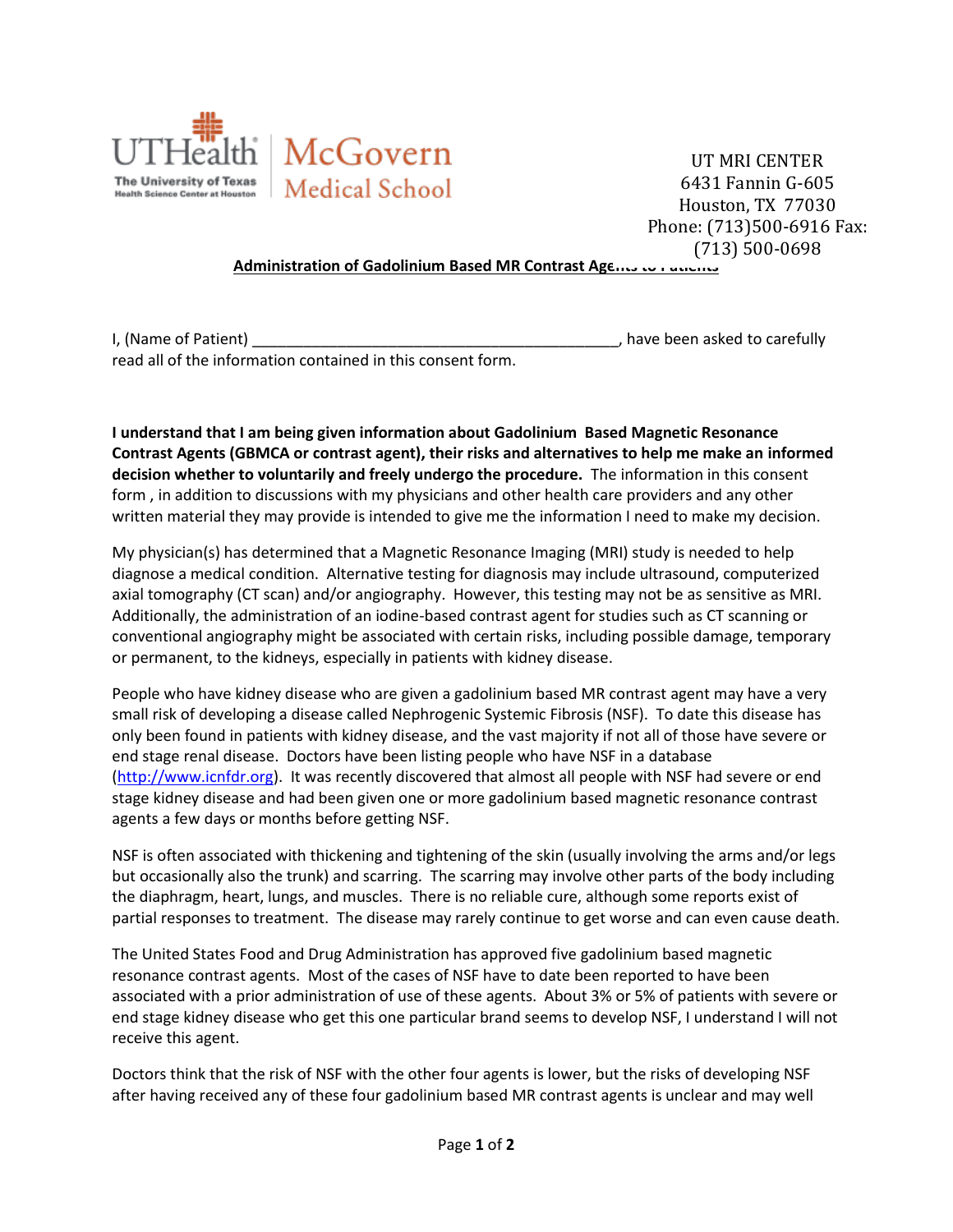UTHealth The University of Texas Health Science Center at Houston | McGovern Medical School

UT MRI CENTER
6431 Fannin G-605
Houston, TX 77030
Phone: (713)500-6916 Fax: (713) 500-0698

## Administration of Gadolinium Based MR Contrast Agents to Patients

I, (Name of Patient) ____________________________________________, have been asked to carefully read all of the information contained in this consent form.

**I understand that I am being given information about Gadolinium Based Magnetic Resonance Contrast Agents (GBMCA or contrast agent), their risks and alternatives to help me make an informed decision whether to voluntarily and freely undergo the procedure.** The information in this consent form , in addition to discussions with my physicians and other health care providers and any other written material they may provide is intended to give me the information I need to make my decision.

My physician(s) has determined that a Magnetic Resonance Imaging (MRI) study is needed to help diagnose a medical condition. Alternative testing for diagnosis may include ultrasound, computerized axial tomography (CT scan) and/or angiography. However, this testing may not be as sensitive as MRI. Additionally, the administration of an iodine-based contrast agent for studies such as CT scanning or conventional angiography might be associated with certain risks, including possible damage, temporary or permanent, to the kidneys, especially in patients with kidney disease.

People who have kidney disease who are given a gadolinium based MR contrast agent may have a very small risk of developing a disease called Nephrogenic Systemic Fibrosis (NSF). To date this disease has only been found in patients with kidney disease, and the vast majority if not all of those have severe or end stage renal disease. Doctors have been listing people who have NSF in a database (http://www.icnfdr.org). It was recently discovered that almost all people with NSF had severe or end stage kidney disease and had been given one or more gadolinium based magnetic resonance contrast agents a few days or months before getting NSF.

NSF is often associated with thickening and tightening of the skin (usually involving the arms and/or legs but occasionally also the trunk) and scarring. The scarring may involve other parts of the body including the diaphragm, heart, lungs, and muscles. There is no reliable cure, although some reports exist of partial responses to treatment. The disease may rarely continue to get worse and can even cause death.

The United States Food and Drug Administration has approved five gadolinium based magnetic resonance contrast agents. Most of the cases of NSF have to date been reported to have been associated with a prior administration of use of these agents. About 3% or 5% of patients with severe or end stage kidney disease who get this one particular brand seems to develop NSF, I understand I will not receive this agent.

Doctors think that the risk of NSF with the other four agents is lower, but the risks of developing NSF after having received any of these four gadolinium based MR contrast agents is unclear and may well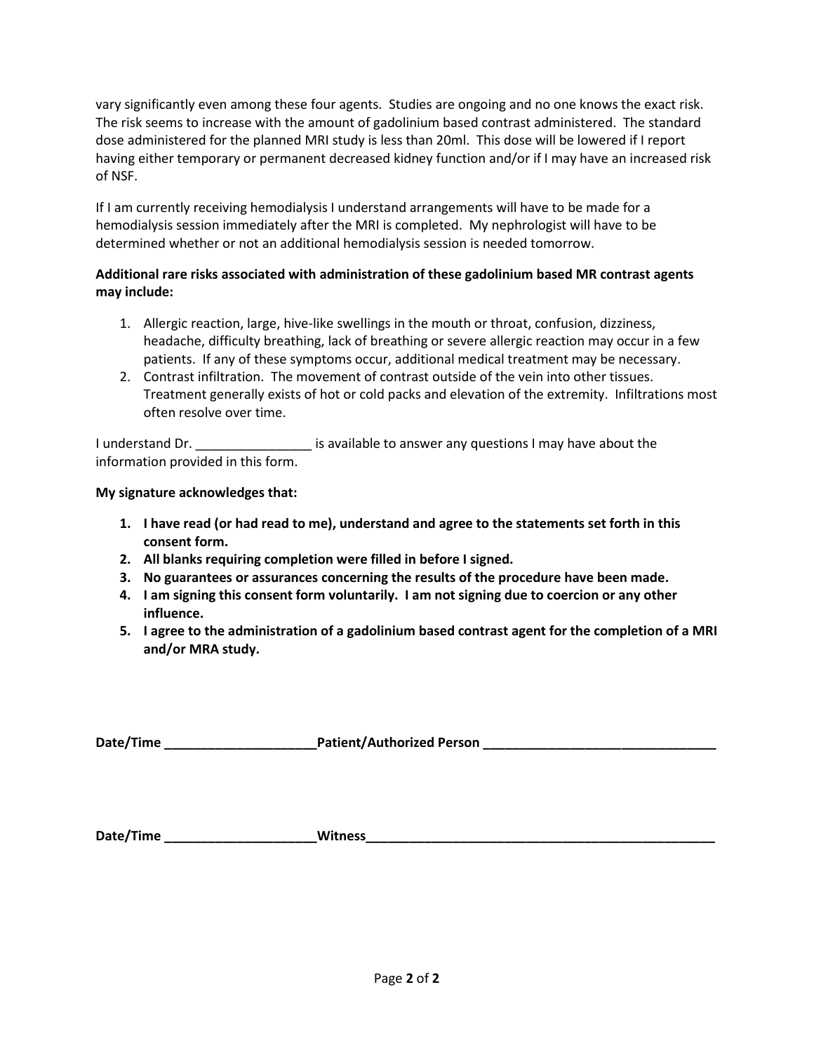vary significantly even among these four agents. Studies are ongoing and no one knows the exact risk. The risk seems to increase with the amount of gadolinium based contrast administered. The standard dose administered for the planned MRI study is less than 20ml. This dose will be lowered if I report having either temporary or permanent decreased kidney function and/or if I may have an increased risk of NSF.

If I am currently receiving hemodialysis I understand arrangements will have to be made for a hemodialysis session immediately after the MRI is completed. My nephrologist will have to be determined whether or not an additional hemodialysis session is needed tomorrow.

**Additional rare risks associated with administration of these gadolinium based MR contrast agents may include:**

1. Allergic reaction, large, hive-like swellings in the mouth or throat, confusion, dizziness, headache, difficulty breathing, lack of breathing or severe allergic reaction may occur in a few patients. If any of these symptoms occur, additional medical treatment may be necessary.
2. Contrast infiltration. The movement of contrast outside of the vein into other tissues. Treatment generally exists of hot or cold packs and elevation of the extremity. Infiltrations most often resolve over time.

I understand Dr. ________________ is available to answer any questions I may have about the information provided in this form.

**My signature acknowledges that:**

1. **I have read (or had read to me), understand and agree to the statements set forth in this consent form.**
2. **All blanks requiring completion were filled in before I signed.**
3. **No guarantees or assurances concerning the results of the procedure have been made.**
4. **I am signing this consent form voluntarily. I am not signing due to coercion or any other influence.**
5. **I agree to the administration of a gadolinium based contrast agent for the completion of a MRI and/or MRA study.**

**Date/Time _____________________Patient/Authorized Person ________________________________**

**Date/Time _____________________Witness__________________________________________________**